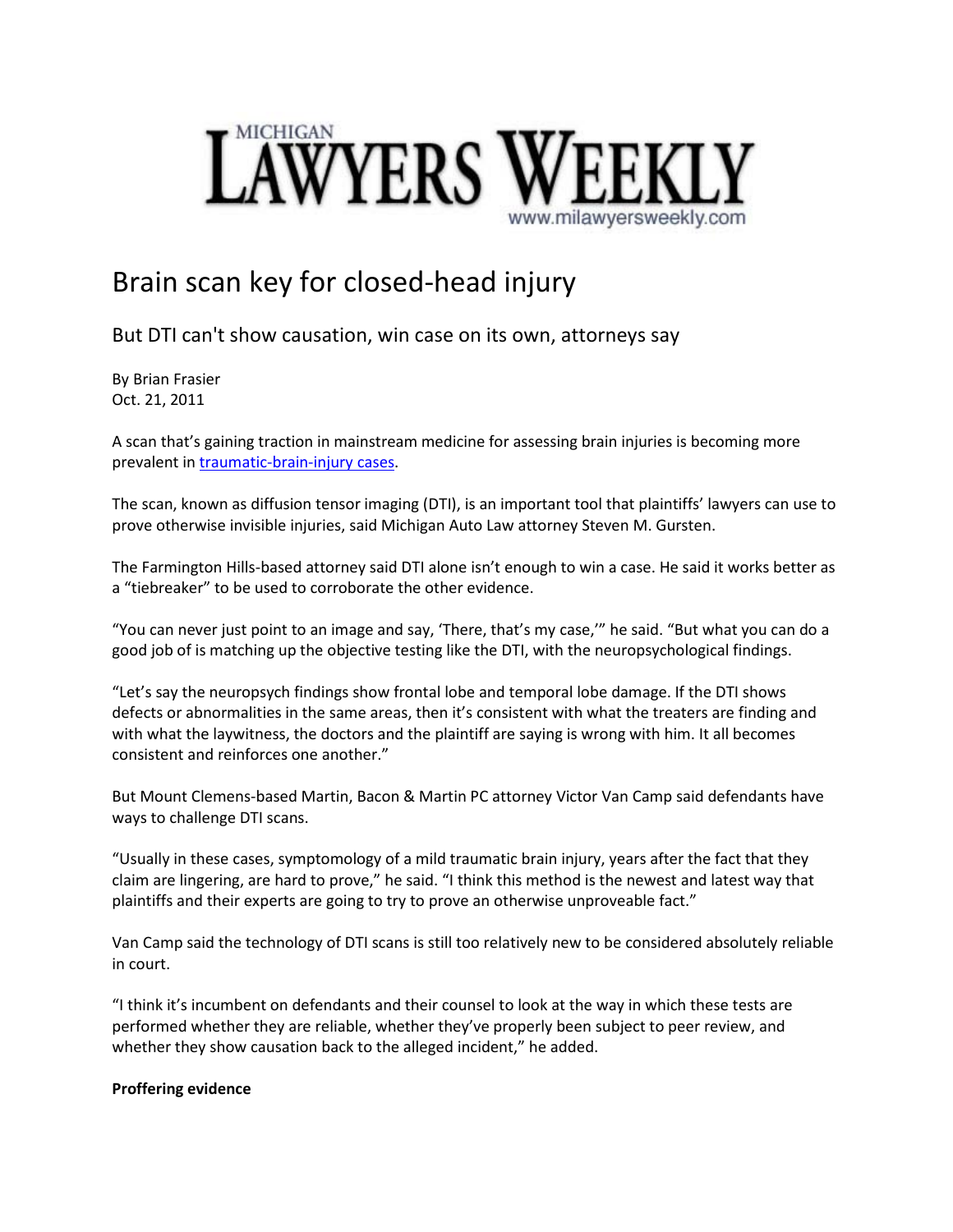MICHIGAN LAWYERS WEEKLY

www.milawyersweekly.com

# Brain scan key for closed-head injury

## But DTI can't show causation, win case on its own, attorneys say

By Brian Frasier
Oct. 21, 2011

A scan that's gaining traction in mainstream medicine for assessing brain injuries is becoming more prevalent in traumatic-brain-injury cases.

The scan, known as diffusion tensor imaging (DTI), is an important tool that plaintiffs' lawyers can use to prove otherwise invisible injuries, said Michigan Auto Law attorney Steven M. Gursten.

The Farmington Hills-based attorney said DTI alone isn't enough to win a case. He said it works better as a "tiebreaker" to be used to corroborate the other evidence.

"You can never just point to an image and say, 'There, that's my case,'" he said. "But what you can do a good job of is matching up the objective testing like the DTI, with the neuropsychological findings.

"Let's say the neuropsych findings show frontal lobe and temporal lobe damage. If the DTI shows defects or abnormalities in the same areas, then it's consistent with what the treaters are finding and with what the laywitness, the doctors and the plaintiff are saying is wrong with him. It all becomes consistent and reinforces one another."

But Mount Clemens-based Martin, Bacon & Martin PC attorney Victor Van Camp said defendants have ways to challenge DTI scans.

"Usually in these cases, symptomology of a mild traumatic brain injury, years after the fact that they claim are lingering, are hard to prove," he said. "I think this method is the newest and latest way that plaintiffs and their experts are going to try to prove an otherwise unproveable fact."

Van Camp said the technology of DTI scans is still too relatively new to be considered absolutely reliable in court.

"I think it's incumbent on defendants and their counsel to look at the way in which these tests are performed whether they are reliable, whether they've properly been subject to peer review, and whether they show causation back to the alleged incident," he added.

**Proffering evidence**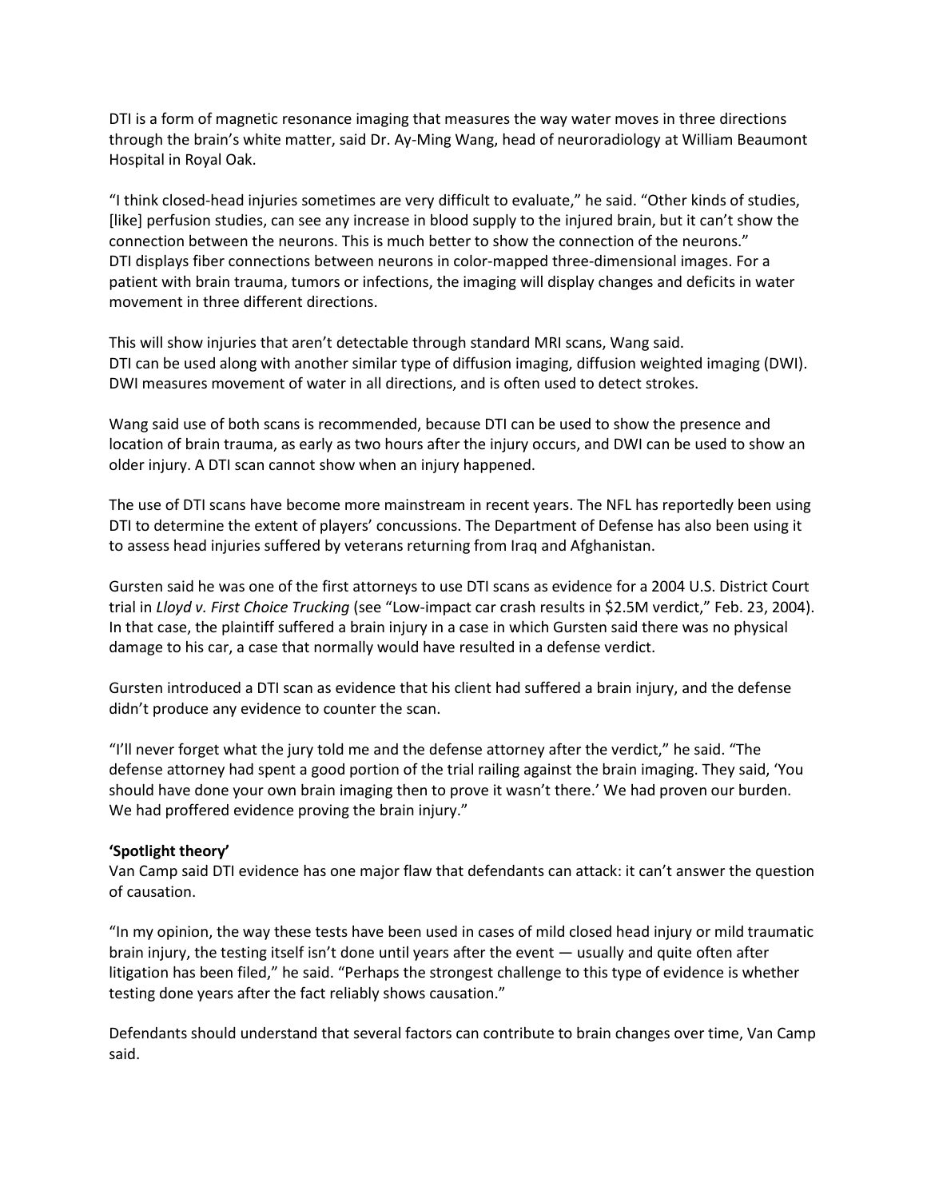DTI is a form of magnetic resonance imaging that measures the way water moves in three directions through the brain's white matter, said Dr. Ay-Ming Wang, head of neuroradiology at William Beaumont Hospital in Royal Oak.

"I think closed-head injuries sometimes are very difficult to evaluate," he said. "Other kinds of studies, [like] perfusion studies, can see any increase in blood supply to the injured brain, but it can't show the connection between the neurons. This is much better to show the connection of the neurons."
DTI displays fiber connections between neurons in color-mapped three-dimensional images. For a patient with brain trauma, tumors or infections, the imaging will display changes and deficits in water movement in three different directions.

This will show injuries that aren't detectable through standard MRI scans, Wang said.
DTI can be used along with another similar type of diffusion imaging, diffusion weighted imaging (DWI). DWI measures movement of water in all directions, and is often used to detect strokes.

Wang said use of both scans is recommended, because DTI can be used to show the presence and location of brain trauma, as early as two hours after the injury occurs, and DWI can be used to show an older injury. A DTI scan cannot show when an injury happened.

The use of DTI scans have become more mainstream in recent years. The NFL has reportedly been using DTI to determine the extent of players' concussions. The Department of Defense has also been using it to assess head injuries suffered by veterans returning from Iraq and Afghanistan.

Gursten said he was one of the first attorneys to use DTI scans as evidence for a 2004 U.S. District Court trial in *Lloyd v. First Choice Trucking* (see "Low-impact car crash results in $2.5M verdict," Feb. 23, 2004). In that case, the plaintiff suffered a brain injury in a case in which Gursten said there was no physical damage to his car, a case that normally would have resulted in a defense verdict.

Gursten introduced a DTI scan as evidence that his client had suffered a brain injury, and the defense didn't produce any evidence to counter the scan.

"I'll never forget what the jury told me and the defense attorney after the verdict," he said. "The defense attorney had spent a good portion of the trial railing against the brain imaging. They said, 'You should have done your own brain imaging then to prove it wasn't there.' We had proven our burden. We had proffered evidence proving the brain injury."

**'Spotlight theory'**

Van Camp said DTI evidence has one major flaw that defendants can attack: it can't answer the question of causation.

"In my opinion, the way these tests have been used in cases of mild closed head injury or mild traumatic brain injury, the testing itself isn't done until years after the event — usually and quite often after litigation has been filed," he said. "Perhaps the strongest challenge to this type of evidence is whether testing done years after the fact reliably shows causation."

Defendants should understand that several factors can contribute to brain changes over time, Van Camp said.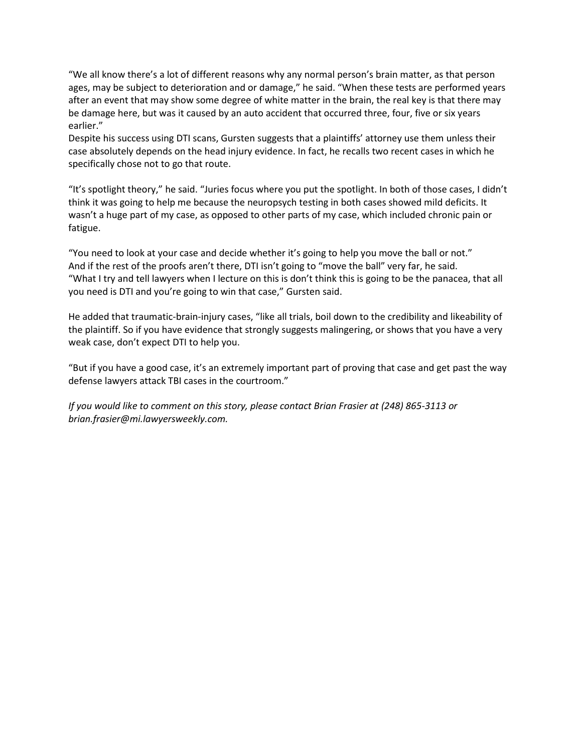"We all know there's a lot of different reasons why any normal person's brain matter, as that person ages, may be subject to deterioration and or damage," he said. "When these tests are performed years after an event that may show some degree of white matter in the brain, the real key is that there may be damage here, but was it caused by an auto accident that occurred three, four, five or six years earlier."

Despite his success using DTI scans, Gursten suggests that a plaintiffs' attorney use them unless their case absolutely depends on the head injury evidence. In fact, he recalls two recent cases in which he specifically chose not to go that route.

"It's spotlight theory," he said. "Juries focus where you put the spotlight. In both of those cases, I didn't think it was going to help me because the neuropsych testing in both cases showed mild deficits. It wasn't a huge part of my case, as opposed to other parts of my case, which included chronic pain or fatigue.

"You need to look at your case and decide whether it's going to help you move the ball or not."

And if the rest of the proofs aren't there, DTI isn't going to "move the ball" very far, he said.

"What I try and tell lawyers when I lecture on this is don't think this is going to be the panacea, that all you need is DTI and you're going to win that case," Gursten said.

He added that traumatic-brain-injury cases, "like all trials, boil down to the credibility and likeability of the plaintiff. So if you have evidence that strongly suggests malingering, or shows that you have a very weak case, don't expect DTI to help you.

"But if you have a good case, it's an extremely important part of proving that case and get past the way defense lawyers attack TBI cases in the courtroom."

*If you would like to comment on this story, please contact Brian Frasier at (248) 865-3113 or brian.frasier@mi.lawyersweekly.com.*